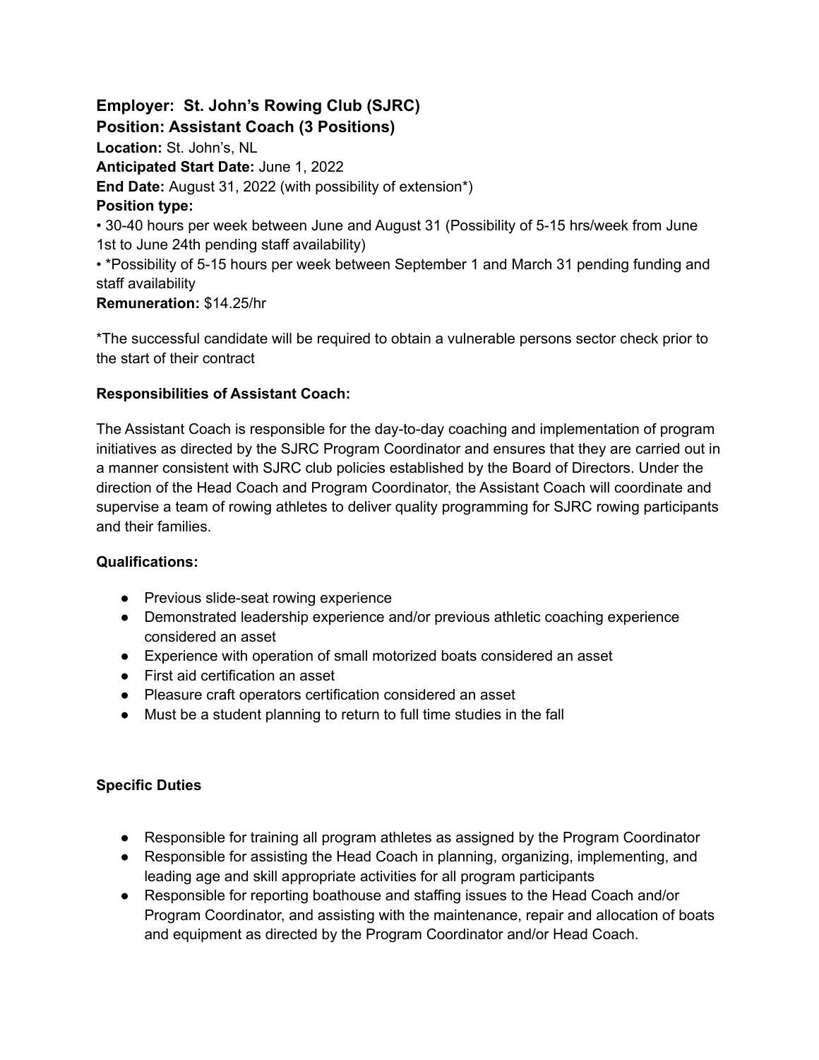**Employer: St. John's Rowing Club (SJRC)**
**Position: Assistant Coach (3 Positions)**

**Location:** St. John's, NL
**Anticipated Start Date:** June 1, 2022
**End Date:** August 31, 2022 (with possibility of extension*)
**Position type:**

• 30-40 hours per week between June and August 31 (Possibility of 5-15 hrs/week from June 1st to June 24th pending staff availability)

• *Possibility of 5-15 hours per week between September 1 and March 31 pending funding and staff availability

**Remuneration:** $14.25/hr

*The successful candidate will be required to obtain a vulnerable persons sector check prior to the start of their contract

**Responsibilities of Assistant Coach:**

The Assistant Coach is responsible for the day-to-day coaching and implementation of program initiatives as directed by the SJRC Program Coordinator and ensures that they are carried out in a manner consistent with SJRC club policies established by the Board of Directors. Under the direction of the Head Coach and Program Coordinator, the Assistant Coach will coordinate and supervise a team of rowing athletes to deliver quality programming for SJRC rowing participants and their families.

**Qualifications:**

- Previous slide-seat rowing experience
- Demonstrated leadership experience and/or previous athletic coaching experience considered an asset
- Experience with operation of small motorized boats considered an asset
- First aid certification an asset
- Pleasure craft operators certification considered an asset
- Must be a student planning to return to full time studies in the fall

**Specific Duties**

- Responsible for training all program athletes as assigned by the Program Coordinator
- Responsible for assisting the Head Coach in planning, organizing, implementing, and leading age and skill appropriate activities for all program participants
- Responsible for reporting boathouse and staffing issues to the Head Coach and/or Program Coordinator, and assisting with the maintenance, repair and allocation of boats and equipment as directed by the Program Coordinator and/or Head Coach.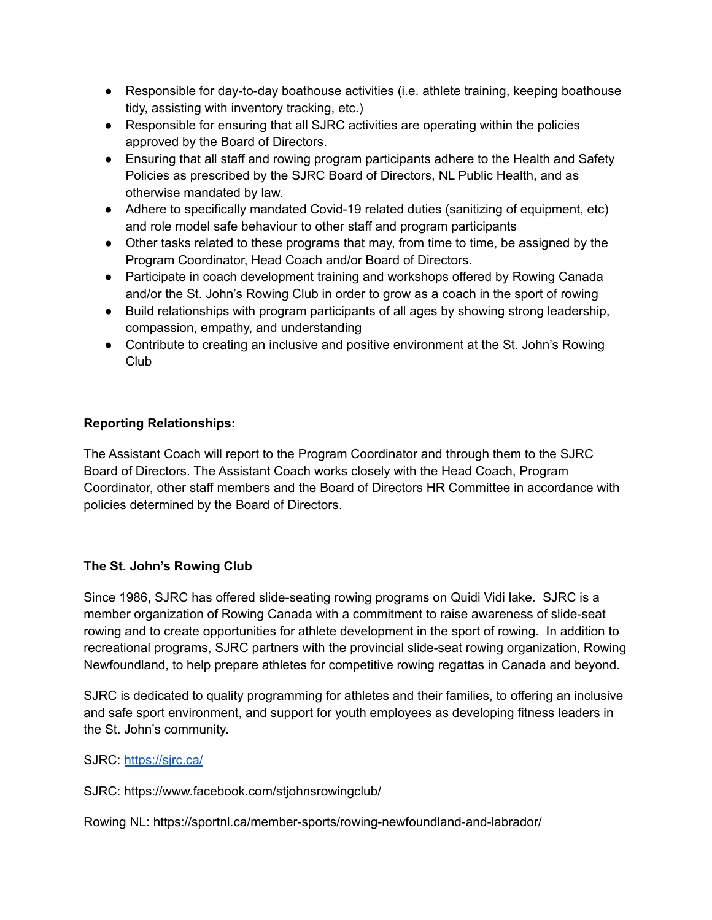- Responsible for day-to-day boathouse activities (i.e. athlete training, keeping boathouse tidy, assisting with inventory tracking, etc.)
- Responsible for ensuring that all SJRC activities are operating within the policies approved by the Board of Directors.
- Ensuring that all staff and rowing program participants adhere to the Health and Safety Policies as prescribed by the SJRC Board of Directors, NL Public Health, and as otherwise mandated by law.
- Adhere to specifically mandated Covid-19 related duties (sanitizing of equipment, etc) and role model safe behaviour to other staff and program participants
- Other tasks related to these programs that may, from time to time, be assigned by the Program Coordinator, Head Coach and/or Board of Directors.
- Participate in coach development training and workshops offered by Rowing Canada and/or the St. John's Rowing Club in order to grow as a coach in the sport of rowing
- Build relationships with program participants of all ages by showing strong leadership, compassion, empathy, and understanding
- Contribute to creating an inclusive and positive environment at the St. John's Rowing Club

**Reporting Relationships:**

The Assistant Coach will report to the Program Coordinator and through them to the SJRC Board of Directors. The Assistant Coach works closely with the Head Coach, Program Coordinator, other staff members and the Board of Directors HR Committee in accordance with policies determined by the Board of Directors.

**The St. John's Rowing Club**

Since 1986, SJRC has offered slide-seating rowing programs on Quidi Vidi lake. SJRC is a member organization of Rowing Canada with a commitment to raise awareness of slide-seat rowing and to create opportunities for athlete development in the sport of rowing. In addition to recreational programs, SJRC partners with the provincial slide-seat rowing organization, Rowing Newfoundland, to help prepare athletes for competitive rowing regattas in Canada and beyond.

SJRC is dedicated to quality programming for athletes and their families, to offering an inclusive and safe sport environment, and support for youth employees as developing fitness leaders in the St. John's community.

SJRC: [https://sjrc.ca/](https://sjrc.ca/)

SJRC: https://www.facebook.com/stjohnsrowingclub/

Rowing NL: https://sportnl.ca/member-sports/rowing-newfoundland-and-labrador/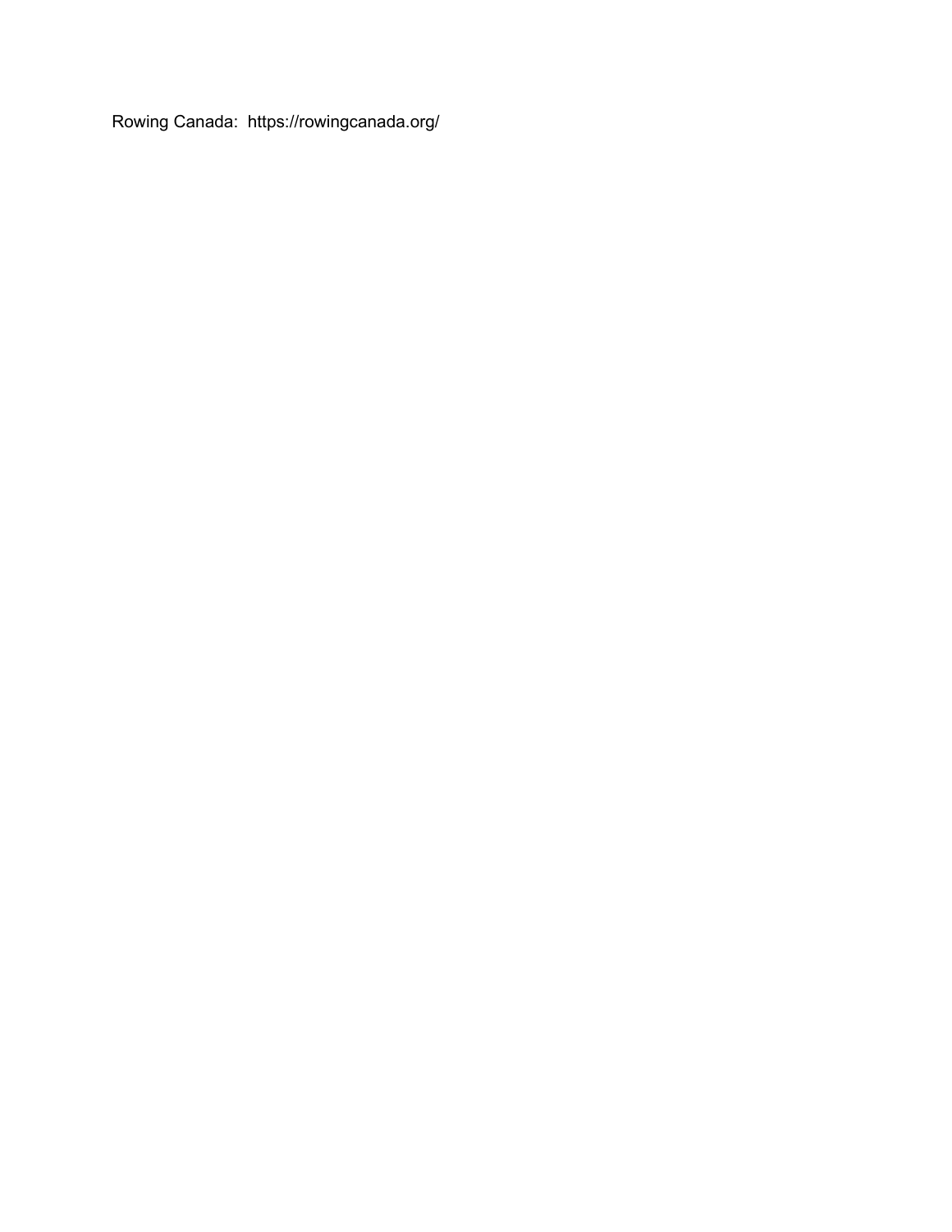Rowing Canada:  https://rowingcanada.org/